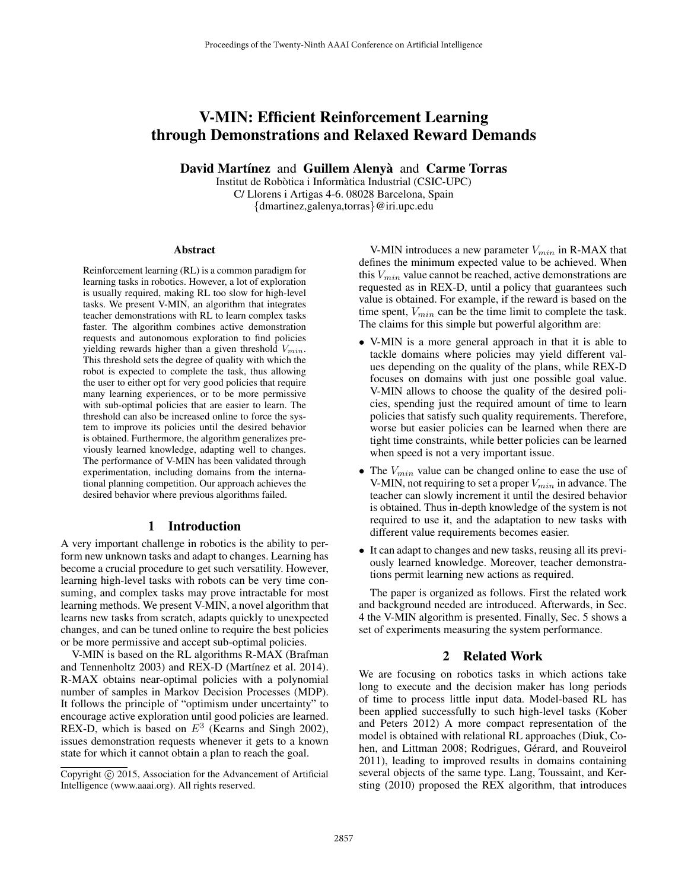# V-MIN: Efficient Reinforcement Learning through Demonstrations and Relaxed Reward Demands

**David Martínez** and **Guillem Alenyà** and **Carme Torras**
Institut de Robòtica i Informàtica Industrial (CSIC-UPC)
C/ Llorens i Artigas 4-6. 08028 Barcelona, Spain
{dmartinez,galenya,torras}@iri.upc.edu

### Abstract

Reinforcement learning (RL) is a common paradigm for learning tasks in robotics. However, a lot of exploration is usually required, making RL too slow for high-level tasks. We present V-MIN, an algorithm that integrates teacher demonstrations with RL to learn complex tasks faster. The algorithm combines active demonstration requests and autonomous exploration to find policies yielding rewards higher than a given threshold $V_{min}$. This threshold sets the degree of quality with which the robot is expected to complete the task, thus allowing the user to either opt for very good policies that require many learning experiences, or to be more permissive with sub-optimal policies that are easier to learn. The threshold can also be increased online to force the system to improve its policies until the desired behavior is obtained. Furthermore, the algorithm generalizes previously learned knowledge, adapting well to changes. The performance of V-MIN has been validated through experimentation, including domains from the international planning competition. Our approach achieves the desired behavior where previous algorithms failed.

## 1 Introduction

A very important challenge in robotics is the ability to perform new unknown tasks and adapt to changes. Learning has become a crucial procedure to get such versatility. However, learning high-level tasks with robots can be very time consuming, and complex tasks may prove intractable for most learning methods. We present V-MIN, a novel algorithm that learns new tasks from scratch, adapts quickly to unexpected changes, and can be tuned online to require the best policies or be more permissive and accept sub-optimal policies.

V-MIN is based on the RL algorithms R-MAX (Brafman and Tennenholtz 2003) and REX-D (Martínez et al. 2014). R-MAX obtains near-optimal policies with a polynomial number of samples in Markov Decision Processes (MDP). It follows the principle of "optimism under uncertainty" to encourage active exploration until good policies are learned. REX-D, which is based on $E^3$ (Kearns and Singh 2002), issues demonstration requests whenever it gets to a known state for which it cannot obtain a plan to reach the goal.

V-MIN introduces a new parameter $V_{min}$ in R-MAX that defines the minimum expected value to be achieved. When this $V_{min}$ value cannot be reached, active demonstrations are requested as in REX-D, until a policy that guarantees such value is obtained. For example, if the reward is based on the time spent, $V_{min}$ can be the time limit to complete the task. The claims for this simple but powerful algorithm are:

- V-MIN is a more general approach in that it is able to tackle domains where policies may yield different values depending on the quality of the plans, while REX-D focuses on domains with just one possible goal value. V-MIN allows to choose the quality of the desired policies, spending just the required amount of time to learn policies that satisfy such quality requirements. Therefore, worse but easier policies can be learned when there are tight time constraints, while better policies can be learned when speed is not a very important issue.
- The $V_{min}$ value can be changed online to ease the use of V-MIN, not requiring to set a proper $V_{min}$ in advance. The teacher can slowly increment it until the desired behavior is obtained. Thus in-depth knowledge of the system is not required to use it, and the adaptation to new tasks with different value requirements becomes easier.
- It can adapt to changes and new tasks, reusing all its previously learned knowledge. Moreover, teacher demonstrations permit learning new actions as required.

The paper is organized as follows. First the related work and background needed are introduced. Afterwards, in Sec. 4 the V-MIN algorithm is presented. Finally, Sec. 5 shows a set of experiments measuring the system performance.

## 2 Related Work

We are focusing on robotics tasks in which actions take long to execute and the decision maker has long periods of time to process little input data. Model-based RL has been applied successfully to such high-level tasks (Kober and Peters 2012) A more compact representation of the model is obtained with relational RL approaches (Diuk, Cohen, and Littman 2008; Rodrigues, Gérard, and Rouveirol 2011), leading to improved results in domains containing several objects of the same type. Lang, Toussaint, and Kersting (2010) proposed the REX algorithm, that introduces

Copyright © 2015, Association for the Advancement of Artificial Intelligence (www.aaai.org). All rights reserved.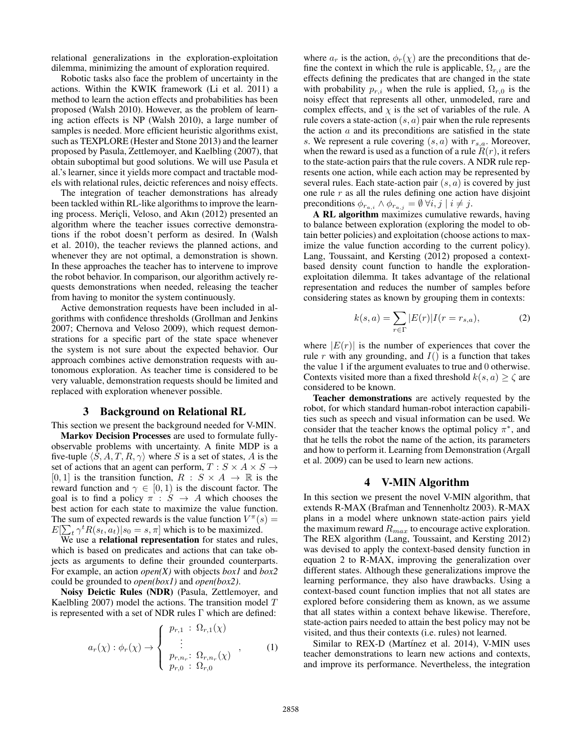relational generalizations in the exploration-exploitation dilemma, minimizing the amount of exploration required.

Robotic tasks also face the problem of uncertainty in the actions. Within the KWIK framework (Li et al. 2011) a method to learn the action effects and probabilities has been proposed (Walsh 2010). However, as the problem of learning action effects is NP (Walsh 2010), a large number of samples is needed. More efficient heuristic algorithms exist, such as TEXPLORE (Hester and Stone 2013) and the learner proposed by Pasula, Zettlemoyer, and Kaelbling (2007), that obtain suboptimal but good solutions. We will use Pasula et al.'s learner, since it yields more compact and tractable models with relational rules, deictic references and noisy effects.

The integration of teacher demonstrations has already been tackled within RL-like algorithms to improve the learning process. Meriçli, Veloso, and Akın (2012) presented an algorithm where the teacher issues corrective demonstrations if the robot doesn't perform as desired. In (Walsh et al. 2010), the teacher reviews the planned actions, and whenever they are not optimal, a demonstration is shown. In these approaches the teacher has to intervene to improve the robot behavior. In comparison, our algorithm actively requests demonstrations when needed, releasing the teacher from having to monitor the system continuously.

Active demonstration requests have been included in algorithms with confidence thresholds (Grollman and Jenkins 2007; Chernova and Veloso 2009), which request demonstrations for a specific part of the state space whenever the system is not sure about the expected behavior. Our approach combines active demonstration requests with autonomous exploration. As teacher time is considered to be very valuable, demonstration requests should be limited and replaced with exploration whenever possible.

## 3 Background on Relational RL

This section we present the background needed for V-MIN.

**Markov Decision Processes** are used to formulate fully-observable problems with uncertainty. A finite MDP is a five-tuple $\langle S, A, T, R, \gamma \rangle$ where $S$ is a set of states, $A$ is the set of actions that an agent can perform, $T : S \times A \times S \rightarrow [0, 1]$ is the transition function, $R : S \times A \rightarrow \mathbb{R}$ is the reward function and $\gamma \in [0, 1)$ is the discount factor. The goal is to find a policy $\pi : S \rightarrow A$ which chooses the best action for each state to maximize the value function. The sum of expected rewards is the value function $V^{\pi}(s) = E[\sum_t \gamma^t R(s_t, a_t)|s_0 = s, \pi]$ which is to be maximized.

We use a **relational representation** for states and rules, which is based on predicates and actions that can take objects as arguments to define their grounded counterparts. For example, an action *open(X)* with objects *box1* and *box2* could be grounded to *open(box1)* and *open(box2)*.

**Noisy Deictic Rules (NDR)** (Pasula, Zettlemoyer, and Kaelbling 2007) model the actions. The transition model $T$ is represented with a set of NDR rules $\Gamma$ which are defined:

$$a_r(\chi) : \phi_r(\chi) \rightarrow \begin{cases} p_{r,1} \; : \; \Omega_{r,1}(\chi) \\ \quad \vdots \\ p_{r,n_r} : \; \Omega_{r,n_r}(\chi) \\ p_{r,0} \; : \; \Omega_{r,0} \end{cases}, \qquad (1)$$

where $a_r$ is the action, $\phi_r(\chi)$ are the preconditions that define the context in which the rule is applicable, $\Omega_{r,i}$ are the effects defining the predicates that are changed in the state with probability $p_{r,i}$ when the rule is applied, $\Omega_{r,0}$ is the noisy effect that represents all other, unmodeled, rare and complex effects, and $\chi$ is the set of variables of the rule. A rule covers a state-action $(s, a)$ pair when the rule represents the action $a$ and its preconditions are satisfied in the state $s$. We represent a rule covering $(s, a)$ with $r_{s,a}$. Moreover, when the reward is used as a function of a rule $R(r)$, it refers to the state-action pairs that the rule covers. A NDR rule represents one action, while each action may be represented by several rules. Each state-action pair $(s, a)$ is covered by just one rule $r$ as all the rules defining one action have disjoint preconditions $\phi_{r_{a,i}} \wedge \phi_{r_{a,j}} = \emptyset \; \forall i, j \mid i \neq j$.

**A RL algorithm** maximizes cumulative rewards, having to balance between exploration (exploring the model to obtain better policies) and exploitation (choose actions to maximize the value function according to the current policy). Lang, Toussaint, and Kersting (2012) proposed a context-based density count function to handle the exploration-exploitation dilemma. It takes advantage of the relational representation and reduces the number of samples before considering states as known by grouping them in contexts:

$$k(s, a) = \sum_{r \in \Gamma} |E(r)| I(r = r_{s,a}), \qquad (2)$$

where $|E(r)|$ is the number of experiences that cover the rule $r$ with any grounding, and $I()$ is a function that takes the value 1 if the argument evaluates to true and 0 otherwise. Contexts visited more than a fixed threshold $k(s, a) \geq \zeta$ are considered to be known.

**Teacher demonstrations** are actively requested by the robot, for which standard human-robot interaction capabilities such as speech and visual information can be used. We consider that the teacher knows the optimal policy $\pi^*$, and that he tells the robot the name of the action, its parameters and how to perform it. Learning from Demonstration (Argall et al. 2009) can be used to learn new actions.

## 4 V-MIN Algorithm

In this section we present the novel V-MIN algorithm, that extends R-MAX (Brafman and Tennenholtz 2003). R-MAX plans in a model where unknown state-action pairs yield the maximum reward $R_{max}$ to encourage active exploration. The REX algorithm (Lang, Toussaint, and Kersting 2012) was devised to apply the context-based density function in equation 2 to R-MAX, improving the generalization over different states. Although these generalizations improve the learning performance, they also have drawbacks. Using a context-based count function implies that not all states are explored before considering them as known, as we assume that all states within a context behave likewise. Therefore, state-action pairs needed to attain the best policy may not be visited, and thus their contexts (i.e. rules) not learned.

Similar to REX-D (Martínez et al. 2014), V-MIN uses teacher demonstrations to learn new actions and contexts, and improve its performance. Nevertheless, the integration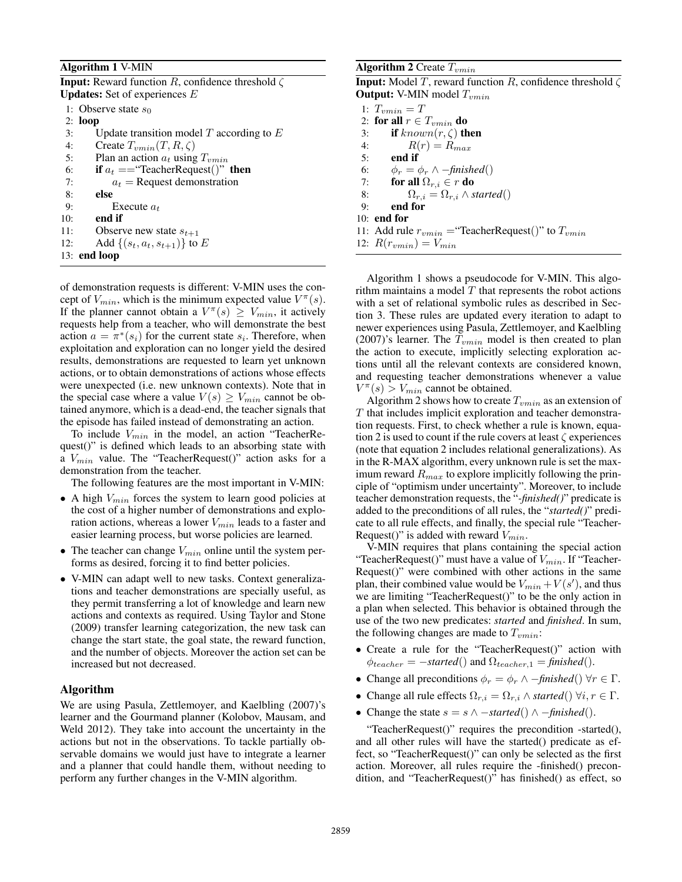**Algorithm 1** V-MIN

**Input:** Reward function $R$, confidence threshold $\zeta$
**Updates:** Set of experiences $E$

```
1:  Observe state s_0
2:  loop
3:      Update transition model T according to E
4:      Create T_vmin(T, R, ζ)
5:      Plan an action a_t using T_vmin
6:      if a_t == "TeacherRequest()" then
7:          a_t = Request demonstration
8:      else
9:          Execute a_t
10:     end if
11:     Observe new state s_{t+1}
12:     Add {(s_t, a_t, s_{t+1})} to E
13: end loop
```

of demonstration requests is different: V-MIN uses the concept of $V_{min}$, which is the minimum expected value $V^{\pi}(s)$. If the planner cannot obtain a $V^{\pi}(s) \geq V_{min}$, it actively requests help from a teacher, who will demonstrate the best action $a = \pi^{*}(s_i)$ for the current state $s_i$. Therefore, when exploitation and exploration can no longer yield the desired results, demonstrations are requested to learn yet unknown actions, or to obtain demonstrations of actions whose effects were unexpected (i.e. new unknown contexts). Note that in the special case where a value $V(s) \geq V_{min}$ cannot be obtained anymore, which is a dead-end, the teacher signals that the episode has failed instead of demonstrating an action.

To include $V_{min}$ in the model, an action "TeacherRequest()" is defined which leads to an absorbing state with a $V_{min}$ value. The "TeacherRequest()" action asks for a demonstration from the teacher.

The following features are the most important in V-MIN:

- A high $V_{min}$ forces the system to learn good policies at the cost of a higher number of demonstrations and exploration actions, whereas a lower $V_{min}$ leads to a faster and easier learning process, but worse policies are learned.
- The teacher can change $V_{min}$ online until the system performs as desired, forcing it to find better policies.
- V-MIN can adapt well to new tasks. Context generalizations and teacher demonstrations are specially useful, as they permit transferring a lot of knowledge and learn new actions and contexts as required. Using Taylor and Stone (2009) transfer learning categorization, the new task can change the start state, the goal state, the reward function, and the number of objects. Moreover the action set can be increased but not decreased.

## Algorithm

We are using Pasula, Zettlemoyer, and Kaelbling (2007)'s learner and the Gourmand planner (Kolobov, Mausam, and Weld 2012). They take into account the uncertainty in the actions but not in the observations. To tackle partially observable domains we would just have to integrate a learner and a planner that could handle them, without needing to perform any further changes in the V-MIN algorithm.

**Algorithm 2** Create $T_{vmin}$

**Input:** Model $T$, reward function $R$, confidence threshold $\zeta$
**Output:** V-MIN model $T_{vmin}$

```
1:  T_vmin = T
2:  for all r ∈ T_vmin do
3:      if known(r, ζ) then
4:          R(r) = R_max
5:      end if
6:      φ_r = φ_r ∧ −finished()
7:      for all Ω_{r,i} ∈ r do
8:          Ω_{r,i} = Ω_{r,i} ∧ started()
9:      end for
10: end for
11: Add rule r_vmin = "TeacherRequest()" to T_vmin
12: R(r_vmin) = V_min
```

Algorithm 1 shows a pseudocode for V-MIN. This algorithm maintains a model $T$ that represents the robot actions with a set of relational symbolic rules as described in Section 3. These rules are updated every iteration to adapt to newer experiences using Pasula, Zettlemoyer, and Kaelbling (2007)'s learner. The $T_{vmin}$ model is then created to plan the action to execute, implicitly selecting exploration actions until all the relevant contexts are considered known, and requesting teacher demonstrations whenever a value $V^{\pi}(s) > V_{min}$ cannot be obtained.

Algorithm 2 shows how to create $T_{vmin}$ as an extension of $T$ that includes implicit exploration and teacher demonstration requests. First, to check whether a rule is known, equation 2 is used to count if the rule covers at least $\zeta$ experiences (note that equation 2 includes relational generalizations). As in the R-MAX algorithm, every unknown rule is set the maximum reward $R_{max}$ to explore implicitly following the principle of "optimism under uncertainty". Moreover, to include teacher demonstration requests, the "*-finished()*" predicate is added to the preconditions of all rules, the "*started()*" predicate to all rule effects, and finally, the special rule "TeacherRequest()" is added with reward $V_{min}$.

V-MIN requires that plans containing the special action "TeacherRequest()" must have a value of $V_{min}$. If "TeacherRequest()" were combined with other actions in the same plan, their combined value would be $V_{min} + V(s')$, and thus we are limiting "TeacherRequest()" to be the only action in a plan when selected. This behavior is obtained through the use of the two new predicates: *started* and *finished*. In sum, the following changes are made to $T_{vmin}$:

- Create a rule for the "TeacherRequest()" action with $\phi_{teacher} = -$*started*() and $\Omega_{teacher,1} =$ *finished*().
- Change all preconditions $\phi_r = \phi_r \wedge -$*finished*() $\forall r \in \Gamma$.
- Change all rule effects $\Omega_{r,i} = \Omega_{r,i} \wedge$ *started*() $\forall i, r \in \Gamma$.
- Change the state $s = s \wedge -$*started*() $\wedge -$*finished*().

"TeacherRequest()" requires the precondition -started(), and all other rules will have the started() predicate as effect, so "TeacherRequest()" can only be selected as the first action. Moreover, all rules require the -finished() precondition, and "TeacherRequest()" has finished() as effect, so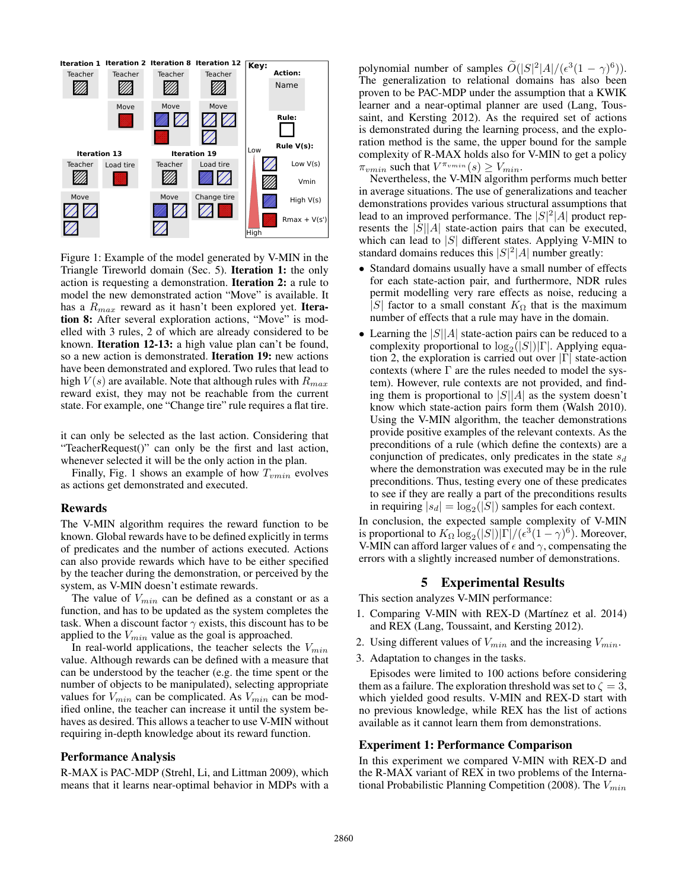Figure 1: Example of the model generated by V-MIN in the Triangle Tireworld domain (Sec. 5). **Iteration 1:** the only action is requesting a demonstration. **Iteration 2:** a rule to model the new demonstrated action "Move" is available. It has a $R_{max}$ reward as it hasn't been explored yet. **Iteration 8:** After several exploration actions, "Move" is modelled with 3 rules, 2 of which are already considered to be known. **Iteration 12-13:** a high value plan can't be found, so a new action is demonstrated. **Iteration 19:** new actions have been demonstrated and explored. Two rules that lead to high $V(s)$ are available. Note that although rules with $R_{max}$ reward exist, they may not be reachable from the current state. For example, one "Change tire" rule requires a flat tire.

it can only be selected as the last action. Considering that "TeacherRequest()" can only be the first and last action, whenever selected it will be the only action in the plan.

Finally, Fig. 1 shows an example of how $T_{vmin}$ evolves as actions get demonstrated and executed.

### Rewards

The V-MIN algorithm requires the reward function to be known. Global rewards have to be defined explicitly in terms of predicates and the number of actions executed. Actions can also provide rewards which have to be either specified by the teacher during the demonstration, or perceived by the system, as V-MIN doesn't estimate rewards.

The value of $V_{min}$ can be defined as a constant or as a function, and has to be updated as the system completes the task. When a discount factor $\gamma$ exists, this discount has to be applied to the $V_{min}$ value as the goal is approached.

In real-world applications, the teacher selects the $V_{min}$ value. Although rewards can be defined with a measure that can be understood by the teacher (e.g. the time spent or the number of objects to be manipulated), selecting appropriate values for $V_{min}$ can be complicated. As $V_{min}$ can be modified online, the teacher can increase it until the system behaves as desired. This allows a teacher to use V-MIN without requiring in-depth knowledge about its reward function.

### Performance Analysis

R-MAX is PAC-MDP (Strehl, Li, and Littman 2009), which means that it learns near-optimal behavior in MDPs with a polynomial number of samples $\widetilde{O}(|S|^2|A|/(\epsilon^3(1-\gamma)^6))$. The generalization to relational domains has also been proven to be PAC-MDP under the assumption that a KWIK learner and a near-optimal planner are used (Lang, Toussaint, and Kersting 2012). As the required set of actions is demonstrated during the learning process, and the exploration method is the same, the upper bound for the sample complexity of R-MAX holds also for V-MIN to get a policy $\pi_{vmin}$ such that $V^{\pi_{vmin}}(s) \geq V_{min}$.

Nevertheless, the V-MIN algorithm performs much better in average situations. The use of generalizations and teacher demonstrations provides various structural assumptions that lead to an improved performance. The $|S|^2|A|$ product represents the $|S||A|$ state-action pairs that can be executed, which can lead to $|S|$ different states. Applying V-MIN to standard domains reduces this $|S|^2|A|$ number greatly:

- Standard domains usually have a small number of effects for each state-action pair, and furthermore, NDR rules permit modelling very rare effects as noise, reducing a $|S|$ factor to a small constant $K_\Omega$ that is the maximum number of effects that a rule may have in the domain.
- Learning the $|S||A|$ state-action pairs can be reduced to a complexity proportional to $\log_2(|S|)|\Gamma|$. Applying equation 2, the exploration is carried out over $|\Gamma|$ state-action contexts (where $\Gamma$ are the rules needed to model the system). However, rule contexts are not provided, and finding them is proportional to $|S||A|$ as the system doesn't know which state-action pairs form them (Walsh 2010). Using the V-MIN algorithm, the teacher demonstrations provide positive examples of the relevant contexts. As the preconditions of a rule (which define the contexts) are a conjunction of predicates, only predicates in the state $s_d$ where the demonstration was executed may be in the rule preconditions. Thus, testing every one of these predicates to see if they are really a part of the preconditions results in requiring $|s_d| = \log_2(|S|)$ samples for each context.

In conclusion, the expected sample complexity of V-MIN is proportional to $K_\Omega \log_2(|S|)|\Gamma|/(\epsilon^3(1-\gamma)^6)$. Moreover, V-MIN can afford larger values of $\epsilon$ and $\gamma$, compensating the errors with a slightly increased number of demonstrations.

## 5 Experimental Results

This section analyzes V-MIN performance:

1. Comparing V-MIN with REX-D (Martínez et al. 2014) and REX (Lang, Toussaint, and Kersting 2012).
2. Using different values of $V_{min}$ and the increasing $V_{min}$.
3. Adaptation to changes in the tasks.

Episodes were limited to 100 actions before considering them as a failure. The exploration threshold was set to $\zeta = 3$, which yielded good results. V-MIN and REX-D start with no previous knowledge, while REX has the list of actions available as it cannot learn them from demonstrations.

### Experiment 1: Performance Comparison

In this experiment we compared V-MIN with REX-D and the R-MAX variant of REX in two problems of the International Probabilistic Planning Competition (2008). The $V_{min}$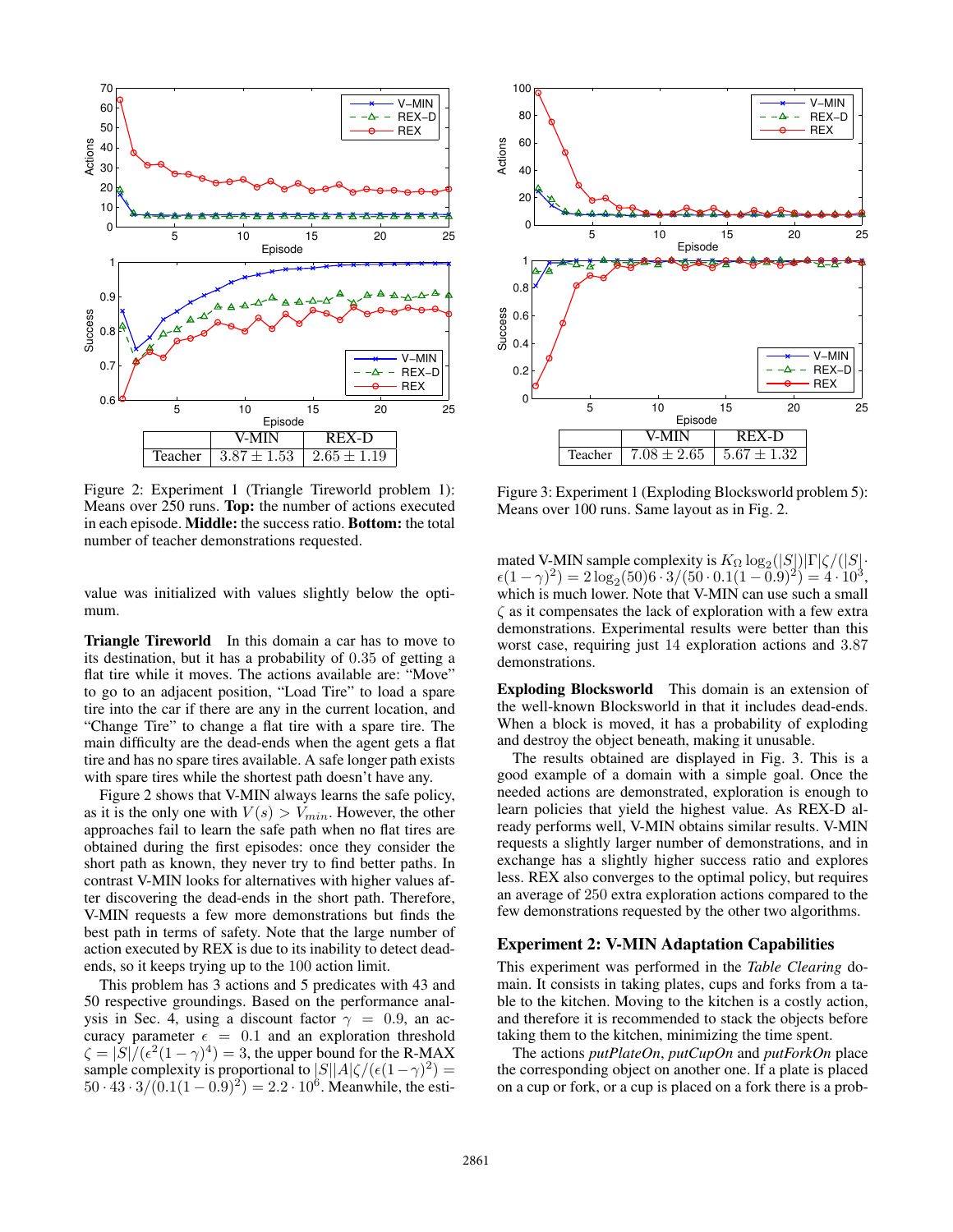| | V-MIN | REX-D |
|---|---|---|
| Teacher | $3.87 \pm 1.53$ | $2.65 \pm 1.19$ |

Figure 2: Experiment 1 (Triangle Tireworld problem 1): Means over 250 runs. **Top:** the number of actions executed in each episode. **Middle:** the success ratio. **Bottom:** the total number of teacher demonstrations requested.

| | V-MIN | REX-D |
|---|---|---|
| Teacher | $7.08 \pm 2.65$ | $5.67 \pm 1.32$ |

Figure 3: Experiment 1 (Exploding Blocksworld problem 5): Means over 100 runs. Same layout as in Fig. 2.

value was initialized with values slightly below the optimum.

**Triangle Tireworld** In this domain a car has to move to its destination, but it has a probability of 0.35 of getting a flat tire while it moves. The actions available are: "Move" to go to an adjacent position, "Load Tire" to load a spare tire into the car if there are any in the current location, and "Change Tire" to change a flat tire with a spare tire. The main difficulty are the dead-ends when the agent gets a flat tire and has no spare tires available. A safe longer path exists with spare tires while the shortest path doesn't have any.

Figure 2 shows that V-MIN always learns the safe policy, as it is the only one with $V(s) > V_{min}$. However, the other approaches fail to learn the safe path when no flat tires are obtained during the first episodes: once they consider the short path as known, they never try to find better paths. In contrast V-MIN looks for alternatives with higher values after discovering the dead-ends in the short path. Therefore, V-MIN requests a few more demonstrations but finds the best path in terms of safety. Note that the large number of action executed by REX is due to its inability to detect dead-ends, so it keeps trying up to the 100 action limit.

This problem has 3 actions and 5 predicates with 43 and 50 respective groundings. Based on the performance analysis in Sec. 4, using a discount factor $\gamma = 0.9$, an accuracy parameter $\epsilon = 0.1$ and an exploration threshold $\zeta = |S|/(\epsilon^2(1-\gamma)^4) = 3$, the upper bound for the R-MAX sample complexity is proportional to $|S||A|\zeta/(\epsilon(1-\gamma)^2) = 50 \cdot 43 \cdot 3/(0.1(1-0.9)^2) = 2.2 \cdot 10^6$. Meanwhile, the estimated V-MIN sample complexity is $K_\Omega \log_2(|S|)|\Gamma|\zeta/(|S| \cdot \epsilon(1-\gamma)^2) = 2\log_2(50)6 \cdot 3/(50 \cdot 0.1(1-0.9)^2) = 4 \cdot 10^3$, which is much lower. Note that V-MIN can use such a small $\zeta$ as it compensates the lack of exploration with a few extra demonstrations. Experimental results were better than this worst case, requiring just 14 exploration actions and 3.87 demonstrations.

**Exploding Blocksworld** This domain is an extension of the well-known Blocksworld in that it includes dead-ends. When a block is moved, it has a probability of exploding and destroy the object beneath, making it unusable.

The results obtained are displayed in Fig. 3. This is a good example of a domain with a simple goal. Once the needed actions are demonstrated, exploration is enough to learn policies that yield the highest value. As REX-D already performs well, V-MIN obtains similar results. V-MIN requests a slightly larger number of demonstrations, and in exchange has a slightly higher success ratio and explores less. REX also converges to the optimal policy, but requires an average of 250 extra exploration actions compared to the few demonstrations requested by the other two algorithms.

## Experiment 2: V-MIN Adaptation Capabilities

This experiment was performed in the *Table Clearing* domain. It consists in taking plates, cups and forks from a table to the kitchen. Moving to the kitchen is a costly action, and therefore it is recommended to stack the objects before taking them to the kitchen, minimizing the time spent.

The actions *putPlateOn*, *putCupOn* and *putForkOn* place the corresponding object on another one. If a plate is placed on a cup or fork, or a cup is placed on a fork there is a prob-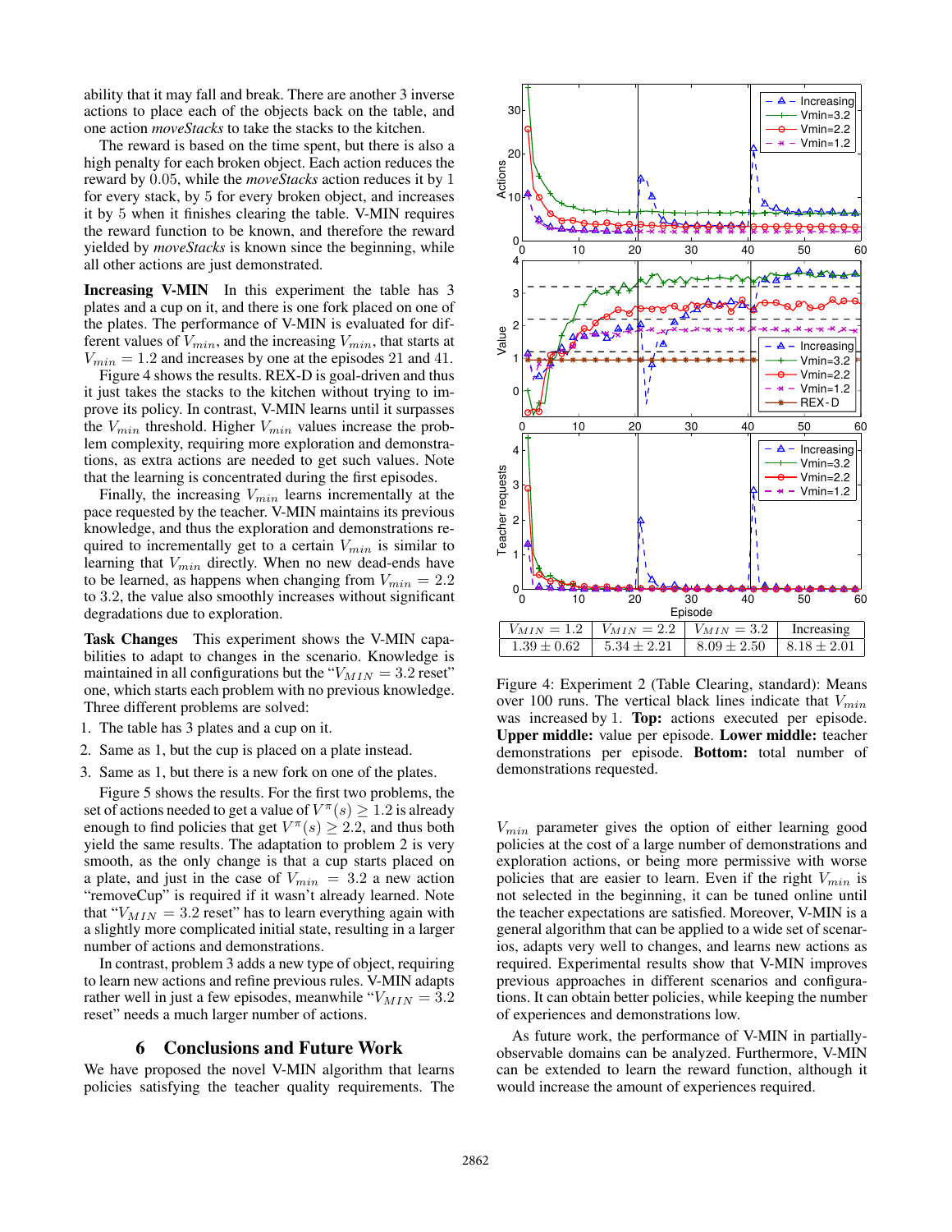ability that it may fall and break. There are another 3 inverse actions to place each of the objects back on the table, and one action *moveStacks* to take the stacks to the kitchen.

The reward is based on the time spent, but there is also a high penalty for each broken object. Each action reduces the reward by $0.05$, while the *moveStacks* action reduces it by $1$ for every stack, by $5$ for every broken object, and increases it by $5$ when it finishes clearing the table. V-MIN requires the reward function to be known, and therefore the reward yielded by *moveStacks* is known since the beginning, while all other actions are just demonstrated.

**Increasing V-MIN** In this experiment the table has 3 plates and a cup on it, and there is one fork placed on one of the plates. The performance of V-MIN is evaluated for different values of $V_{min}$, and the increasing $V_{min}$, that starts at $V_{min} = 1.2$ and increases by one at the episodes 21 and 41.

Figure 4 shows the results. REX-D is goal-driven and thus it just takes the stacks to the kitchen without trying to improve its policy. In contrast, V-MIN learns until it surpasses the $V_{min}$ threshold. Higher $V_{min}$ values increase the problem complexity, requiring more exploration and demonstrations, as extra actions are needed to get such values. Note that the learning is concentrated during the first episodes.

Finally, the increasing $V_{min}$ learns incrementally at the pace requested by the teacher. V-MIN maintains its previous knowledge, and thus the exploration and demonstrations required to incrementally get to a certain $V_{min}$ is similar to learning that $V_{min}$ directly. When no new dead-ends have to be learned, as happens when changing from $V_{min} = 2.2$ to $3.2$, the value also smoothly increases without significant degradations due to exploration.

**Task Changes** This experiment shows the V-MIN capabilities to adapt to changes in the scenario. Knowledge is maintained in all configurations but the "$V_{MIN} = 3.2$ reset" one, which starts each problem with no previous knowledge. Three different problems are solved:

1. The table has 3 plates and a cup on it.
2. Same as 1, but the cup is placed on a plate instead.
3. Same as 1, but there is a new fork on one of the plates.

Figure 5 shows the results. For the first two problems, the set of actions needed to get a value of $V^{\pi}(s) \geq 1.2$ is already enough to find policies that get $V^{\pi}(s) \geq 2.2$, and thus both yield the same results. The adaptation to problem 2 is very smooth, as the only change is that a cup starts placed on a plate, and just in the case of $V_{min} = 3.2$ a new action "removeCup" is required if it wasn't already learned. Note that "$V_{MIN} = 3.2$ reset" has to learn everything again with a slightly more complicated initial state, resulting in a larger number of actions and demonstrations.

In contrast, problem 3 adds a new type of object, requiring to learn new actions and refine previous rules. V-MIN adapts rather well in just a few episodes, meanwhile "$V_{MIN} = 3.2$ reset" needs a much larger number of actions.

| $V_{MIN} = 1.2$ | $V_{MIN} = 2.2$ | $V_{MIN} = 3.2$ | Increasing |
|---|---|---|---|
| $1.39 \pm 0.62$ | $5.34 \pm 2.21$ | $8.09 \pm 2.50$ | $8.18 \pm 2.01$ |

Figure 4: Experiment 2 (Table Clearing, standard): Means over 100 runs. The vertical black lines indicate that $V_{min}$ was increased by 1. **Top:** actions executed per episode. **Upper middle:** value per episode. **Lower middle:** teacher demonstrations per episode. **Bottom:** total number of demonstrations requested.

## 6 Conclusions and Future Work

We have proposed the novel V-MIN algorithm that learns policies satisfying the teacher quality requirements. The $V_{min}$ parameter gives the option of either learning good policies at the cost of a large number of demonstrations and exploration actions, or being more permissive with worse policies that are easier to learn. Even if the right $V_{min}$ is not selected in the beginning, it can be tuned online until the teacher expectations are satisfied. Moreover, V-MIN is a general algorithm that can be applied to a wide set of scenarios, adapts very well to changes, and learns new actions as required. Experimental results show that V-MIN improves previous approaches in different scenarios and configurations. It can obtain better policies, while keeping the number of experiences and demonstrations low.

As future work, the performance of V-MIN in partially-observable domains can be analyzed. Furthermore, V-MIN can be extended to learn the reward function, although it would increase the amount of experiences required.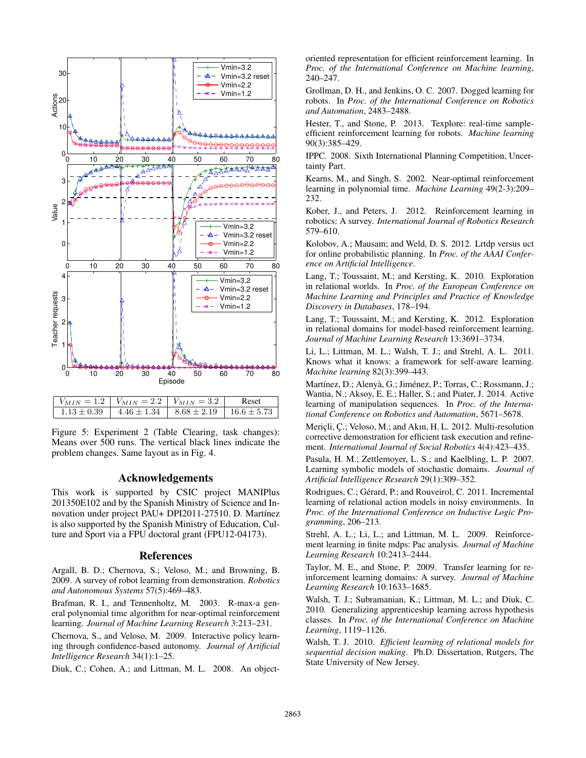Actions

Vmin=3.2
Vmin=3.2 reset
Vmin=2.2
Vmin=1.2

Value

Teacher requests

Episode

| $V_{MIN} = 1.2$ | $V_{MIN} = 2.2$ | $V_{MIN} = 3.2$ | Reset |
|---|---|---|---|
| $1.13 \pm 0.39$ | $4.46 \pm 1.34$ | $8.68 \pm 2.19$ | $16.6 \pm 5.73$ |

Figure 5: Experiment 2 (Table Clearing, task changes): Means over 500 runs. The vertical black lines indicate the problem changes. Same layout as in Fig. 4.

## Acknowledgements

This work is supported by CSIC project MANIPlus 201350E102 and by the Spanish Ministry of Science and Innovation under project PAU+ DPI2011-27510. D. Martínez is also supported by the Spanish Ministry of Education, Culture and Sport via a FPU doctoral grant (FPU12-04173).

## References

Argall, B. D.; Chernova, S.; Veloso, M.; and Browning, B. 2009. A survey of robot learning from demonstration. *Robotics and Autonomous Systems* 57(5):469–483.

Brafman, R. I., and Tennenholtz, M. 2003. R-max-a general polynomial time algorithm for near-optimal reinforcement learning. *Journal of Machine Learning Research* 3:213–231.

Chernova, S., and Veloso, M. 2009. Interactive policy learning through confidence-based autonomy. *Journal of Artificial Intelligence Research* 34(1):1–25.

Diuk, C.; Cohen, A.; and Littman, M. L. 2008. An object-oriented representation for efficient reinforcement learning. In *Proc. of the International Conference on Machine learning*, 240–247.

Grollman, D. H., and Jenkins, O. C. 2007. Dogged learning for robots. In *Proc. of the International Conference on Robotics and Automation*, 2483–2488.

Hester, T., and Stone, P. 2013. Texplore: real-time sample-efficient reinforcement learning for robots. *Machine learning* 90(3):385–429.

IPPC. 2008. Sixth International Planning Competition, Uncertainty Part.

Kearns, M., and Singh, S. 2002. Near-optimal reinforcement learning in polynomial time. *Machine Learning* 49(2-3):209–232.

Kober, J., and Peters, J. 2012. Reinforcement learning in robotics: A survey. *International Journal of Robotics Research* 579–610.

Kolobov, A.; Mausam; and Weld, D. S. 2012. Lrtdp versus uct for online probabilistic planning. In *Proc. of the AAAI Conference on Artificial Intelligence*.

Lang, T.; Toussaint, M.; and Kersting, K. 2010. Exploration in relational worlds. In *Proc. of the European Conference on Machine Learning and Principles and Practice of Knowledge Discovery in Databases*, 178–194.

Lang, T.; Toussaint, M.; and Kersting, K. 2012. Exploration in relational domains for model-based reinforcement learning. *Journal of Machine Learning Research* 13:3691–3734.

Li, L.; Littman, M. L.; Walsh, T. J.; and Strehl, A. L. 2011. Knows what it knows: a framework for self-aware learning. *Machine learning* 82(3):399–443.

Martínez, D.; Alenyà, G.; Jiménez, P.; Torras, C.; Rossmann, J.; Wantia, N.; Aksoy, E. E.; Haller, S.; and Piater, J. 2014. Active learning of manipulation sequences. In *Proc. of the International Conference on Robotics and Automation*, 5671–5678.

Meriçli, Ç.; Veloso, M.; and Akın, H. L. 2012. Multi-resolution corrective demonstration for efficient task execution and refinement. *International Journal of Social Robotics* 4(4):423–435.

Pasula, H. M.; Zettlemoyer, L. S.; and Kaelbling, L. P. 2007. Learning symbolic models of stochastic domains. *Journal of Artificial Intelligence Research* 29(1):309–352.

Rodrigues, C.; Gérard, P.; and Rouveirol, C. 2011. Incremental learning of relational action models in noisy environments. In *Proc. of the International Conference on Inductive Logic Programming*, 206–213.

Strehl, A. L.; Li, L.; and Littman, M. L. 2009. Reinforcement learning in finite mdps: Pac analysis. *Journal of Machine Learning Research* 10:2413–2444.

Taylor, M. E., and Stone, P. 2009. Transfer learning for reinforcement learning domains: A survey. *Journal of Machine Learning Research* 10:1633–1685.

Walsh, T. J.; Subramanian, K.; Littman, M. L.; and Diuk, C. 2010. Generalizing apprenticeship learning across hypothesis classes. In *Proc. of the International Conference on Machine Learning*, 1119–1126.

Walsh, T. J. 2010. *Efficient learning of relational models for sequential decision making*. Ph.D. Dissertation, Rutgers, The State University of New Jersey.